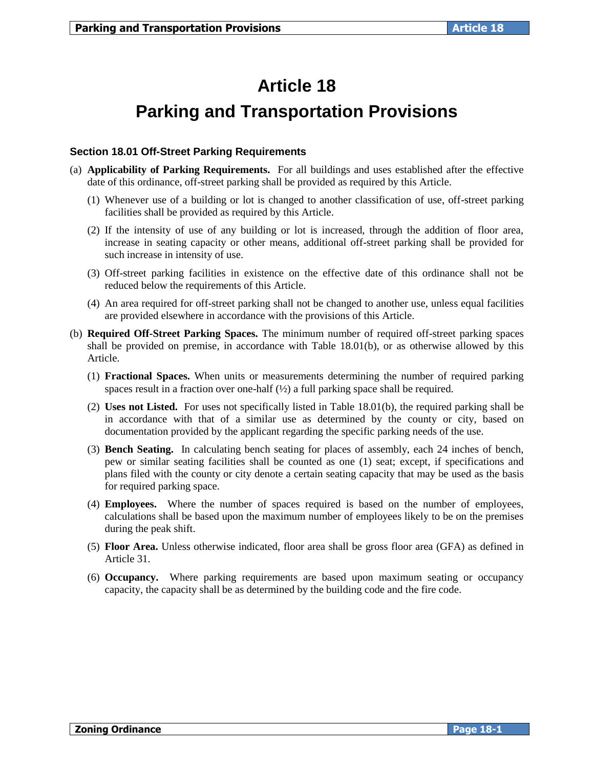# Article 18

# Parking and Transportation Provisions

### Section 18.01 Off-Street Parking Requirements

(a) **Applicability of Parking Requirements.** For all buildings and uses established after the effective date of this ordinance, off-street parking shall be provided as required by this Article.

   (1) Whenever use of a building or lot is changed to another classification of use, off-street parking facilities shall be provided as required by this Article.

   (2) If the intensity of use of any building or lot is increased, through the addition of floor area, increase in seating capacity or other means, additional off-street parking shall be provided for such increase in intensity of use.

   (3) Off-street parking facilities in existence on the effective date of this ordinance shall not be reduced below the requirements of this Article.

   (4) An area required for off-street parking shall not be changed to another use, unless equal facilities are provided elsewhere in accordance with the provisions of this Article.

(b) **Required Off-Street Parking Spaces.** The minimum number of required off-street parking spaces shall be provided on premise, in accordance with Table 18.01(b), or as otherwise allowed by this Article.

   (1) **Fractional Spaces.** When units or measurements determining the number of required parking spaces result in a fraction over one-half (½) a full parking space shall be required.

   (2) **Uses not Listed.** For uses not specifically listed in Table 18.01(b), the required parking shall be in accordance with that of a similar use as determined by the county or city, based on documentation provided by the applicant regarding the specific parking needs of the use.

   (3) **Bench Seating.** In calculating bench seating for places of assembly, each 24 inches of bench, pew or similar seating facilities shall be counted as one (1) seat; except, if specifications and plans filed with the county or city denote a certain seating capacity that may be used as the basis for required parking space.

   (4) **Employees.** Where the number of spaces required is based on the number of employees, calculations shall be based upon the maximum number of employees likely to be on the premises during the peak shift.

   (5) **Floor Area.** Unless otherwise indicated, floor area shall be gross floor area (GFA) as defined in Article 31.

   (6) **Occupancy.** Where parking requirements are based upon maximum seating or occupancy capacity, the capacity shall be as determined by the building code and the fire code.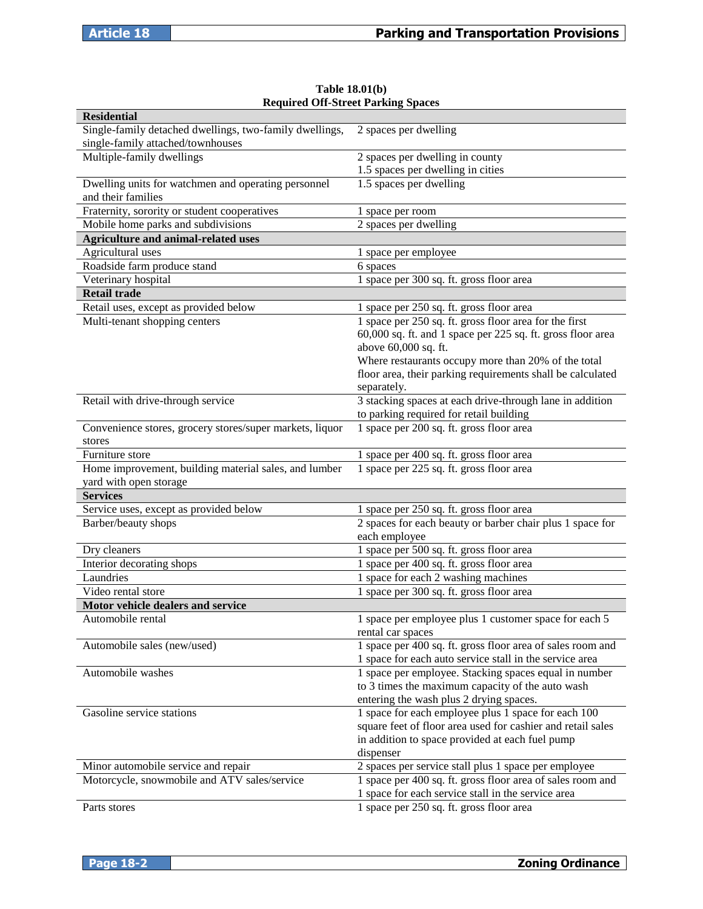**Table 18.01(b)**
**Required Off-Street Parking Spaces**

| **Residential** | |
|---|---|
| Single-family detached dwellings, two-family dwellings, single-family attached/townhouses | 2 spaces per dwelling |
| Multiple-family dwellings | 2 spaces per dwelling in county<br>1.5 spaces per dwelling in cities |
| Dwelling units for watchmen and operating personnel and their families | 1.5 spaces per dwelling |
| Fraternity, sorority or student cooperatives | 1 space per room |
| Mobile home parks and subdivisions | 2 spaces per dwelling |
| **Agriculture and animal-related uses** | |
| Agricultural uses | 1 space per employee |
| Roadside farm produce stand | 6 spaces |
| Veterinary hospital | 1 space per 300 sq. ft. gross floor area |
| **Retail trade** | |
| Retail uses, except as provided below | 1 space per 250 sq. ft. gross floor area |
| Multi-tenant shopping centers | 1 space per 250 sq. ft. gross floor area for the first 60,000 sq. ft. and 1 space per 225 sq. ft. gross floor area above 60,000 sq. ft.<br>Where restaurants occupy more than 20% of the total floor area, their parking requirements shall be calculated separately. |
| Retail with drive-through service | 3 stacking spaces at each drive-through lane in addition to parking required for retail building |
| Convenience stores, grocery stores/super markets, liquor stores | 1 space per 200 sq. ft. gross floor area |
| Furniture store | 1 space per 400 sq. ft. gross floor area |
| Home improvement, building material sales, and lumber yard with open storage | 1 space per 225 sq. ft. gross floor area |
| **Services** | |
| Service uses, except as provided below | 1 space per 250 sq. ft. gross floor area |
| Barber/beauty shops | 2 spaces for each beauty or barber chair plus 1 space for each employee |
| Dry cleaners | 1 space per 500 sq. ft. gross floor area |
| Interior decorating shops | 1 space per 400 sq. ft. gross floor area |
| Laundries | 1 space for each 2 washing machines |
| Video rental store | 1 space per 300 sq. ft. gross floor area |
| **Motor vehicle dealers and service** | |
| Automobile rental | 1 space per employee plus 1 customer space for each 5 rental car spaces |
| Automobile sales (new/used) | 1 space per 400 sq. ft. gross floor area of sales room and 1 space for each auto service stall in the service area |
| Automobile washes | 1 space per employee. Stacking spaces equal in number to 3 times the maximum capacity of the auto wash entering the wash plus 2 drying spaces. |
| Gasoline service stations | 1 space for each employee plus 1 space for each 100 square feet of floor area used for cashier and retail sales in addition to space provided at each fuel pump dispenser |
| Minor automobile service and repair | 2 spaces per service stall plus 1 space per employee |
| Motorcycle, snowmobile and ATV sales/service | 1 space per 400 sq. ft. gross floor area of sales room and 1 space for each service stall in the service area |
| Parts stores | 1 space per 250 sq. ft. gross floor area |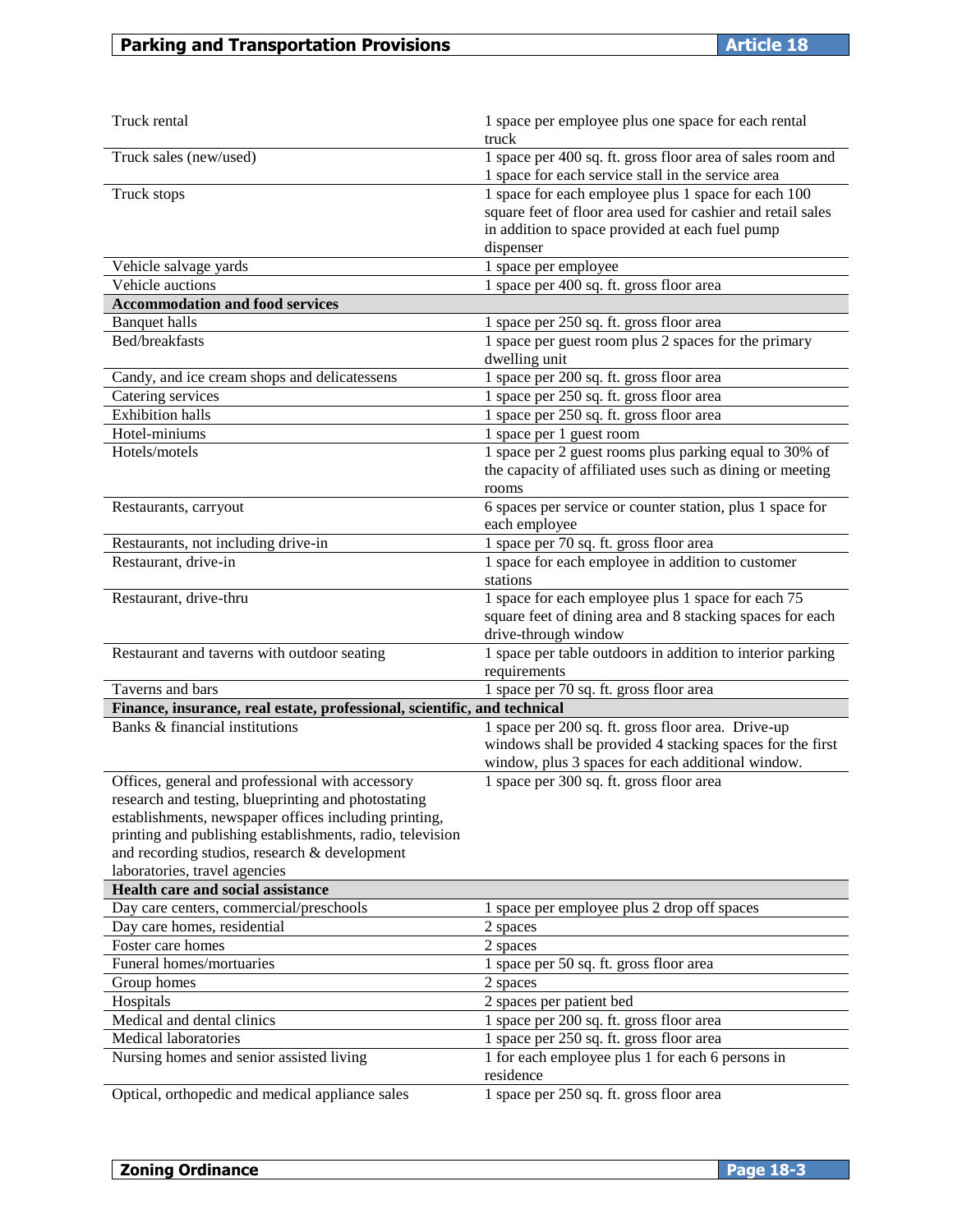| | |
|---|---|
| Truck rental | 1 space per employee plus one space for each rental truck |
| Truck sales (new/used) | 1 space per 400 sq. ft. gross floor area of sales room and 1 space for each service stall in the service area |
| Truck stops | 1 space for each employee plus 1 space for each 100 square feet of floor area used for cashier and retail sales in addition to space provided at each fuel pump dispenser |
| Vehicle salvage yards | 1 space per employee |
| Vehicle auctions | 1 space per 400 sq. ft. gross floor area |
| **Accommodation and food services** | |
| Banquet halls | 1 space per 250 sq. ft. gross floor area |
| Bed/breakfasts | 1 space per guest room plus 2 spaces for the primary dwelling unit |
| Candy, and ice cream shops and delicatessens | 1 space per 200 sq. ft. gross floor area |
| Catering services | 1 space per 250 sq. ft. gross floor area |
| Exhibition halls | 1 space per 250 sq. ft. gross floor area |
| Hotel-miniums | 1 space per 1 guest room |
| Hotels/motels | 1 space per 2 guest rooms plus parking equal to 30% of the capacity of affiliated uses such as dining or meeting rooms |
| Restaurants, carryout | 6 spaces per service or counter station, plus 1 space for each employee |
| Restaurants, not including drive-in | 1 space per 70 sq. ft. gross floor area |
| Restaurant, drive-in | 1 space for each employee in addition to customer stations |
| Restaurant, drive-thru | 1 space for each employee plus 1 space for each 75 square feet of dining area and 8 stacking spaces for each drive-through window |
| Restaurant and taverns with outdoor seating | 1 space per table outdoors in addition to interior parking requirements |
| Taverns and bars | 1 space per 70 sq. ft. gross floor area |
| **Finance, insurance, real estate, professional, scientific, and technical** | |
| Banks & financial institutions | 1 space per 200 sq. ft. gross floor area. Drive-up windows shall be provided 4 stacking spaces for the first window, plus 3 spaces for each additional window. |
| Offices, general and professional with accessory research and testing, blueprinting and photostating establishments, newspaper offices including printing, printing and publishing establishments, radio, television and recording studios, research & development laboratories, travel agencies | 1 space per 300 sq. ft. gross floor area |
| **Health care and social assistance** | |
| Day care centers, commercial/preschools | 1 space per employee plus 2 drop off spaces |
| Day care homes, residential | 2 spaces |
| Foster care homes | 2 spaces |
| Funeral homes/mortuaries | 1 space per 50 sq. ft. gross floor area |
| Group homes | 2 spaces |
| Hospitals | 2 spaces per patient bed |
| Medical and dental clinics | 1 space per 200 sq. ft. gross floor area |
| Medical laboratories | 1 space per 250 sq. ft. gross floor area |
| Nursing homes and senior assisted living | 1 for each employee plus 1 for each 6 persons in residence |
| Optical, orthopedic and medical appliance sales | 1 space per 250 sq. ft. gross floor area |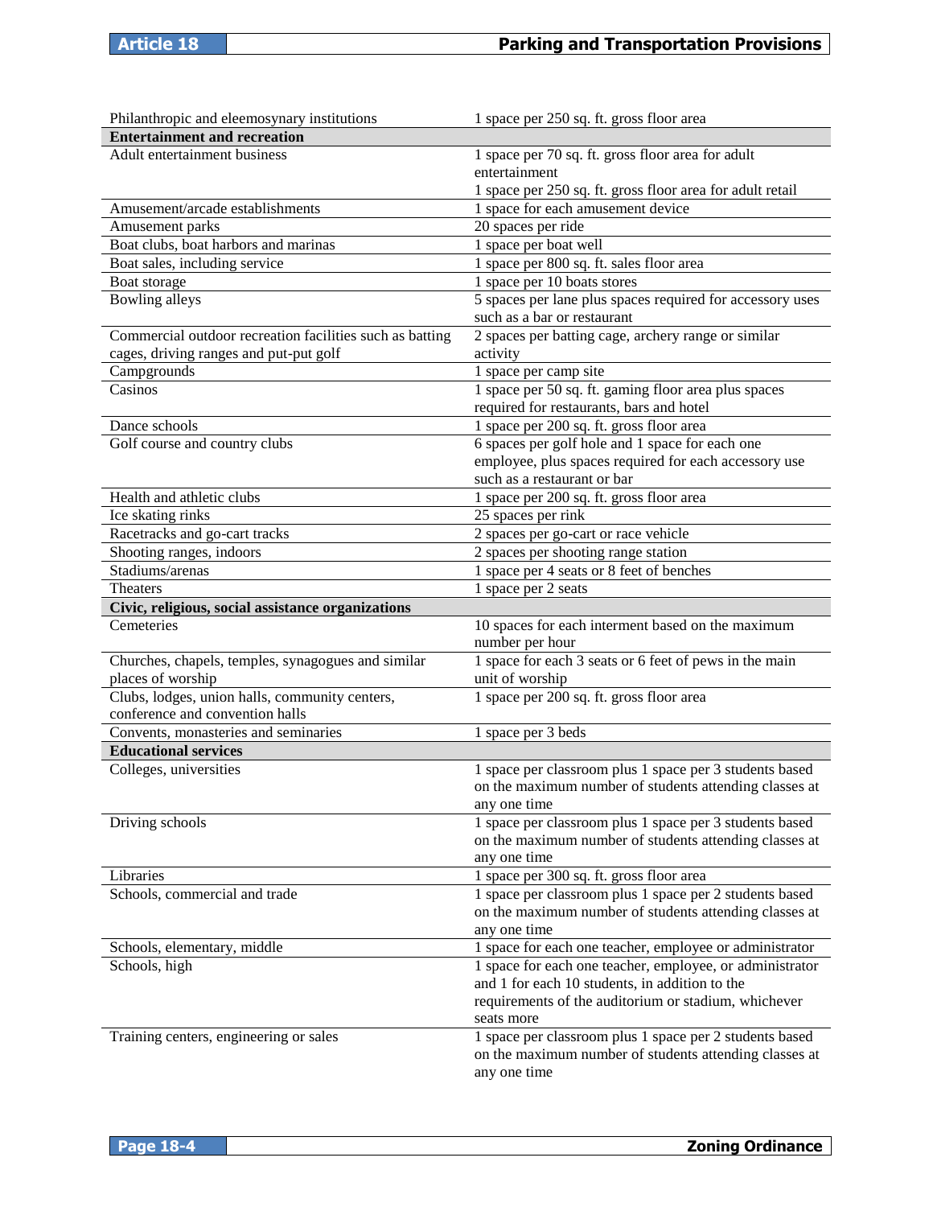| | |
|---|---|
| Philanthropic and eleemosynary institutions | 1 space per 250 sq. ft. gross floor area |
| **Entertainment and recreation** | |
| Adult entertainment business | 1 space per 70 sq. ft. gross floor area for adult entertainment<br>1 space per 250 sq. ft. gross floor area for adult retail |
| Amusement/arcade establishments | 1 space for each amusement device |
| Amusement parks | 20 spaces per ride |
| Boat clubs, boat harbors and marinas | 1 space per boat well |
| Boat sales, including service | 1 space per 800 sq. ft. sales floor area |
| Boat storage | 1 space per 10 boats stores |
| Bowling alleys | 5 spaces per lane plus spaces required for accessory uses such as a bar or restaurant |
| Commercial outdoor recreation facilities such as batting cages, driving ranges and put-put golf | 2 spaces per batting cage, archery range or similar activity |
| Campgrounds | 1 space per camp site |
| Casinos | 1 space per 50 sq. ft. gaming floor area plus spaces required for restaurants, bars and hotel |
| Dance schools | 1 space per 200 sq. ft. gross floor area |
| Golf course and country clubs | 6 spaces per golf hole and 1 space for each one employee, plus spaces required for each accessory use such as a restaurant or bar |
| Health and athletic clubs | 1 space per 200 sq. ft. gross floor area |
| Ice skating rinks | 25 spaces per rink |
| Racetracks and go-cart tracks | 2 spaces per go-cart or race vehicle |
| Shooting ranges, indoors | 2 spaces per shooting range station |
| Stadiums/arenas | 1 space per 4 seats or 8 feet of benches |
| Theaters | 1 space per 2 seats |
| **Civic, religious, social assistance organizations** | |
| Cemeteries | 10 spaces for each interment based on the maximum number per hour |
| Churches, chapels, temples, synagogues and similar places of worship | 1 space for each 3 seats or 6 feet of pews in the main unit of worship |
| Clubs, lodges, union halls, community centers, conference and convention halls | 1 space per 200 sq. ft. gross floor area |
| Convents, monasteries and seminaries | 1 space per 3 beds |
| **Educational services** | |
| Colleges, universities | 1 space per classroom plus 1 space per 3 students based on the maximum number of students attending classes at any one time |
| Driving schools | 1 space per classroom plus 1 space per 3 students based on the maximum number of students attending classes at any one time |
| Libraries | 1 space per 300 sq. ft. gross floor area |
| Schools, commercial and trade | 1 space per classroom plus 1 space per 2 students based on the maximum number of students attending classes at any one time |
| Schools, elementary, middle | 1 space for each one teacher, employee or administrator |
| Schools, high | 1 space for each one teacher, employee, or administrator and 1 for each 10 students, in addition to the requirements of the auditorium or stadium, whichever seats more |
| Training centers, engineering or sales | 1 space per classroom plus 1 space per 2 students based on the maximum number of students attending classes at any one time |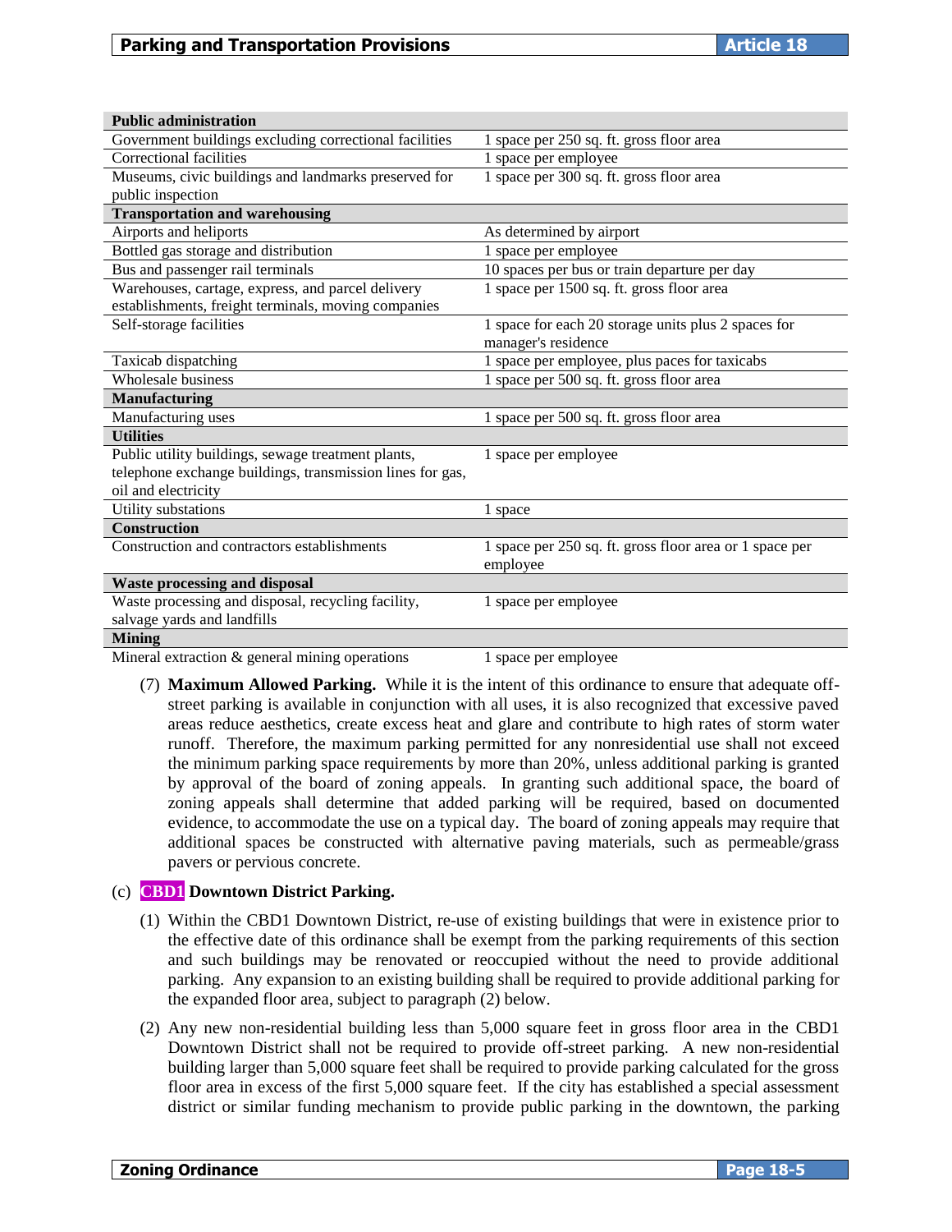| | |
|---|---|
| **Public administration** | |
| Government buildings excluding correctional facilities | 1 space per 250 sq. ft. gross floor area |
| Correctional facilities | 1 space per employee |
| Museums, civic buildings and landmarks preserved for public inspection | 1 space per 300 sq. ft. gross floor area |
| **Transportation and warehousing** | |
| Airports and heliports | As determined by airport |
| Bottled gas storage and distribution | 1 space per employee |
| Bus and passenger rail terminals | 10 spaces per bus or train departure per day |
| Warehouses, cartage, express, and parcel delivery establishments, freight terminals, moving companies | 1 space per 1500 sq. ft. gross floor area |
| Self-storage facilities | 1 space for each 20 storage units plus 2 spaces for manager's residence |
| Taxicab dispatching | 1 space per employee, plus paces for taxicabs |
| Wholesale business | 1 space per 500 sq. ft. gross floor area |
| **Manufacturing** | |
| Manufacturing uses | 1 space per 500 sq. ft. gross floor area |
| **Utilities** | |
| Public utility buildings, sewage treatment plants, telephone exchange buildings, transmission lines for gas, oil and electricity | 1 space per employee |
| Utility substations | 1 space |
| **Construction** | |
| Construction and contractors establishments | 1 space per 250 sq. ft. gross floor area or 1 space per employee |
| **Waste processing and disposal** | |
| Waste processing and disposal, recycling facility, salvage yards and landfills | 1 space per employee |
| **Mining** | |
| Mineral extraction & general mining operations | 1 space per employee |

(7) **Maximum Allowed Parking.** While it is the intent of this ordinance to ensure that adequate off-street parking is available in conjunction with all uses, it is also recognized that excessive paved areas reduce aesthetics, create excess heat and glare and contribute to high rates of storm water runoff. Therefore, the maximum parking permitted for any nonresidential use shall not exceed the minimum parking space requirements by more than 20%, unless additional parking is granted by approval of the board of zoning appeals. In granting such additional space, the board of zoning appeals shall determine that added parking will be required, based on documented evidence, to accommodate the use on a typical day. The board of zoning appeals may require that additional spaces be constructed with alternative paving materials, such as permeable/grass pavers or pervious concrete.

(c) **CBD1 Downtown District Parking.**

(1) Within the CBD1 Downtown District, re-use of existing buildings that were in existence prior to the effective date of this ordinance shall be exempt from the parking requirements of this section and such buildings may be renovated or reoccupied without the need to provide additional parking. Any expansion to an existing building shall be required to provide additional parking for the expanded floor area, subject to paragraph (2) below.

(2) Any new non-residential building less than 5,000 square feet in gross floor area in the CBD1 Downtown District shall not be required to provide off-street parking. A new non-residential building larger than 5,000 square feet shall be required to provide parking calculated for the gross floor area in excess of the first 5,000 square feet. If the city has established a special assessment district or similar funding mechanism to provide public parking in the downtown, the parking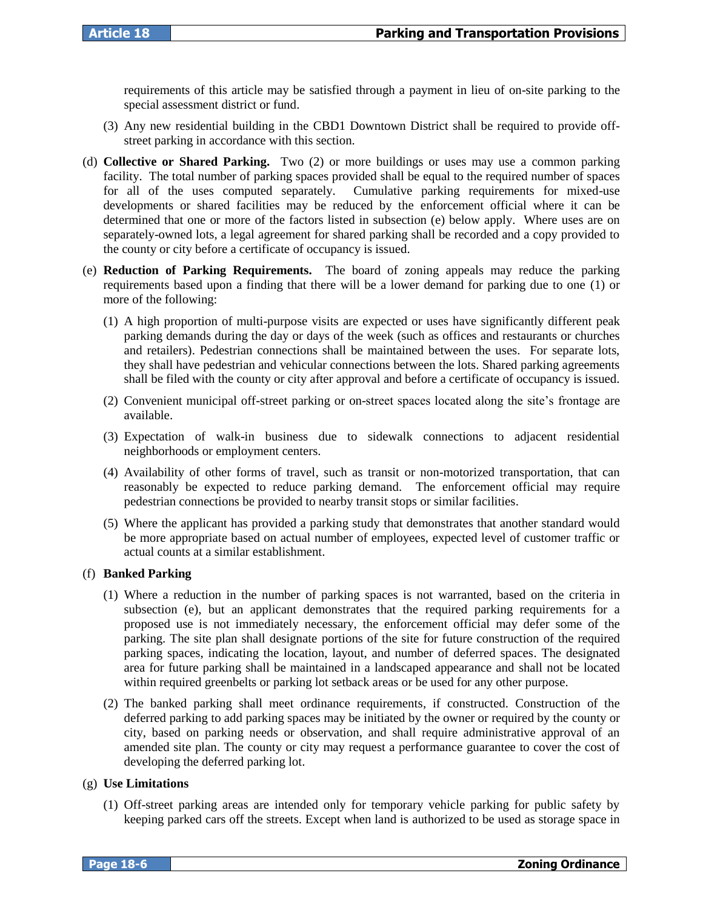requirements of this article may be satisfied through a payment in lieu of on-site parking to the special assessment district or fund.

(3) Any new residential building in the CBD1 Downtown District shall be required to provide off-street parking in accordance with this section.

(d) **Collective or Shared Parking.** Two (2) or more buildings or uses may use a common parking facility. The total number of parking spaces provided shall be equal to the required number of spaces for all of the uses computed separately. Cumulative parking requirements for mixed-use developments or shared facilities may be reduced by the enforcement official where it can be determined that one or more of the factors listed in subsection (e) below apply. Where uses are on separately-owned lots, a legal agreement for shared parking shall be recorded and a copy provided to the county or city before a certificate of occupancy is issued.

(e) **Reduction of Parking Requirements.** The board of zoning appeals may reduce the parking requirements based upon a finding that there will be a lower demand for parking due to one (1) or more of the following:

(1) A high proportion of multi-purpose visits are expected or uses have significantly different peak parking demands during the day or days of the week (such as offices and restaurants or churches and retailers). Pedestrian connections shall be maintained between the uses. For separate lots, they shall have pedestrian and vehicular connections between the lots. Shared parking agreements shall be filed with the county or city after approval and before a certificate of occupancy is issued.

(2) Convenient municipal off-street parking or on-street spaces located along the site's frontage are available.

(3) Expectation of walk-in business due to sidewalk connections to adjacent residential neighborhoods or employment centers.

(4) Availability of other forms of travel, such as transit or non-motorized transportation, that can reasonably be expected to reduce parking demand. The enforcement official may require pedestrian connections be provided to nearby transit stops or similar facilities.

(5) Where the applicant has provided a parking study that demonstrates that another standard would be more appropriate based on actual number of employees, expected level of customer traffic or actual counts at a similar establishment.

(f) **Banked Parking**

(1) Where a reduction in the number of parking spaces is not warranted, based on the criteria in subsection (e), but an applicant demonstrates that the required parking requirements for a proposed use is not immediately necessary, the enforcement official may defer some of the parking. The site plan shall designate portions of the site for future construction of the required parking spaces, indicating the location, layout, and number of deferred spaces. The designated area for future parking shall be maintained in a landscaped appearance and shall not be located within required greenbelts or parking lot setback areas or be used for any other purpose.

(2) The banked parking shall meet ordinance requirements, if constructed. Construction of the deferred parking to add parking spaces may be initiated by the owner or required by the county or city, based on parking needs or observation, and shall require administrative approval of an amended site plan. The county or city may request a performance guarantee to cover the cost of developing the deferred parking lot.

(g) **Use Limitations**

(1) Off-street parking areas are intended only for temporary vehicle parking for public safety by keeping parked cars off the streets. Except when land is authorized to be used as storage space in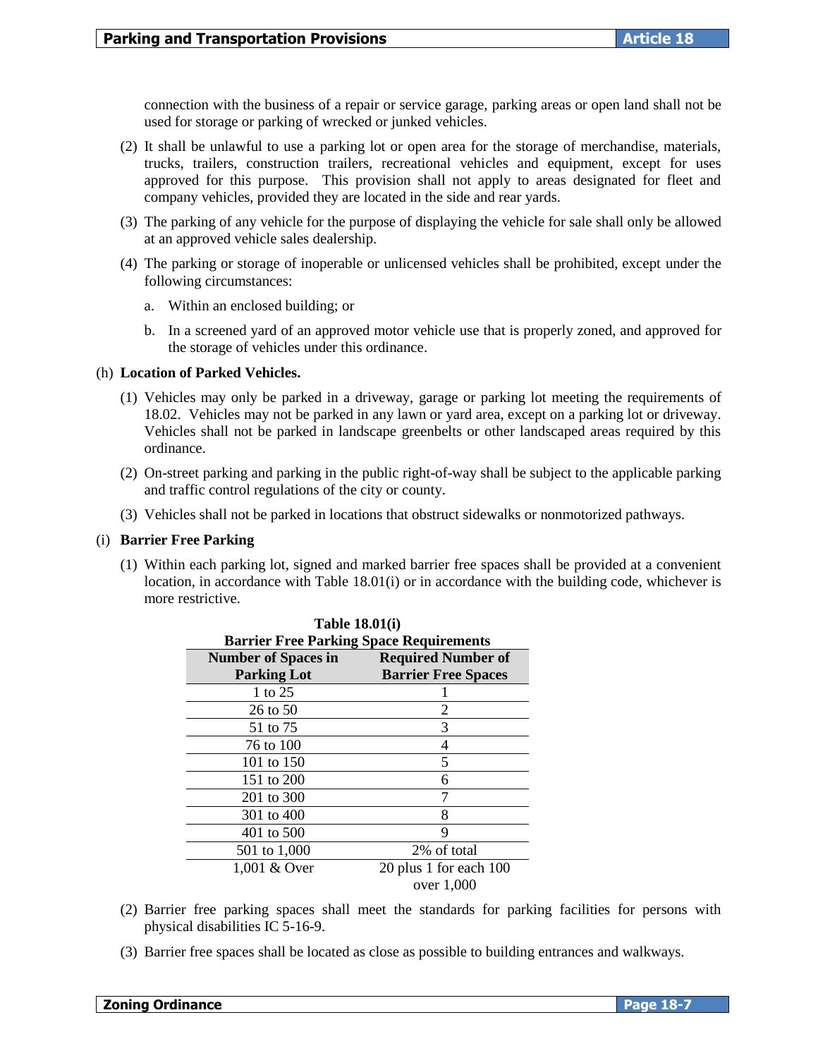connection with the business of a repair or service garage, parking areas or open land shall not be used for storage or parking of wrecked or junked vehicles.

(2) It shall be unlawful to use a parking lot or open area for the storage of merchandise, materials, trucks, trailers, construction trailers, recreational vehicles and equipment, except for uses approved for this purpose. This provision shall not apply to areas designated for fleet and company vehicles, provided they are located in the side and rear yards.

(3) The parking of any vehicle for the purpose of displaying the vehicle for sale shall only be allowed at an approved vehicle sales dealership.

(4) The parking or storage of inoperable or unlicensed vehicles shall be prohibited, except under the following circumstances:

a. Within an enclosed building; or

b. In a screened yard of an approved motor vehicle use that is properly zoned, and approved for the storage of vehicles under this ordinance.

(h) **Location of Parked Vehicles.**

(1) Vehicles may only be parked in a driveway, garage or parking lot meeting the requirements of 18.02. Vehicles may not be parked in any lawn or yard area, except on a parking lot or driveway. Vehicles shall not be parked in landscape greenbelts or other landscaped areas required by this ordinance.

(2) On-street parking and parking in the public right-of-way shall be subject to the applicable parking and traffic control regulations of the city or county.

(3) Vehicles shall not be parked in locations that obstruct sidewalks or nonmotorized pathways.

(i) **Barrier Free Parking**

(1) Within each parking lot, signed and marked barrier free spaces shall be provided at a convenient location, in accordance with Table 18.01(i) or in accordance with the building code, whichever is more restrictive.

**Table 18.01(i)**
**Barrier Free Parking Space Requirements**

| Number of Spaces in Parking Lot | Required Number of Barrier Free Spaces |
|---|---|
| 1 to 25 | 1 |
| 26 to 50 | 2 |
| 51 to 75 | 3 |
| 76 to 100 | 4 |
| 101 to 150 | 5 |
| 151 to 200 | 6 |
| 201 to 300 | 7 |
| 301 to 400 | 8 |
| 401 to 500 | 9 |
| 501 to 1,000 | 2% of total |
| 1,001 & Over | 20 plus 1 for each 100 over 1,000 |

(2) Barrier free parking spaces shall meet the standards for parking facilities for persons with physical disabilities IC 5-16-9.

(3) Barrier free spaces shall be located as close as possible to building entrances and walkways.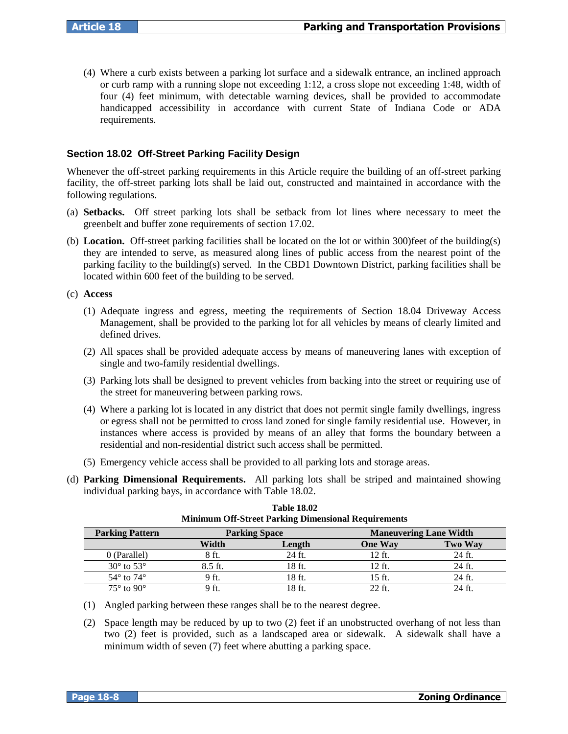(4) Where a curb exists between a parking lot surface and a sidewalk entrance, an inclined approach or curb ramp with a running slope not exceeding 1:12, a cross slope not exceeding 1:48, width of four (4) feet minimum, with detectable warning devices, shall be provided to accommodate handicapped accessibility in accordance with current State of Indiana Code or ADA requirements.

### Section 18.02 Off-Street Parking Facility Design

Whenever the off-street parking requirements in this Article require the building of an off-street parking facility, the off-street parking lots shall be laid out, constructed and maintained in accordance with the following regulations.

(a) **Setbacks.** Off street parking lots shall be setback from lot lines where necessary to meet the greenbelt and buffer zone requirements of section 17.02.

(b) **Location.** Off-street parking facilities shall be located on the lot or within 300)feet of the building(s) they are intended to serve, as measured along lines of public access from the nearest point of the parking facility to the building(s) served. In the CBD1 Downtown District, parking facilities shall be located within 600 feet of the building to be served.

(c) **Access**

(1) Adequate ingress and egress, meeting the requirements of Section 18.04 Driveway Access Management, shall be provided to the parking lot for all vehicles by means of clearly limited and defined drives.

(2) All spaces shall be provided adequate access by means of maneuvering lanes with exception of single and two-family residential dwellings.

(3) Parking lots shall be designed to prevent vehicles from backing into the street or requiring use of the street for maneuvering between parking rows.

(4) Where a parking lot is located in any district that does not permit single family dwellings, ingress or egress shall not be permitted to cross land zoned for single family residential use. However, in instances where access is provided by means of an alley that forms the boundary between a residential and non-residential district such access shall be permitted.

(5) Emergency vehicle access shall be provided to all parking lots and storage areas.

(d) **Parking Dimensional Requirements.** All parking lots shall be striped and maintained showing individual parking bays, in accordance with Table 18.02.

**Table 18.02**
**Minimum Off-Street Parking Dimensional Requirements**

| Parking Pattern | Parking Space | | Maneuvering Lane Width | |
|---|---|---|---|---|
| | Width | Length | One Way | Two Way |
| 0 (Parallel) | 8 ft. | 24 ft. | 12 ft. | 24 ft. |
| 30° to 53° | 8.5 ft. | 18 ft. | 12 ft. | 24 ft. |
| 54° to 74° | 9 ft. | 18 ft. | 15 ft. | 24 ft. |
| 75° to 90° | 9 ft. | 18 ft. | 22 ft. | 24 ft. |

(1) Angled parking between these ranges shall be to the nearest degree.

(2) Space length may be reduced by up to two (2) feet if an unobstructed overhang of not less than two (2) feet is provided, such as a landscaped area or sidewalk. A sidewalk shall have a minimum width of seven (7) feet where abutting a parking space.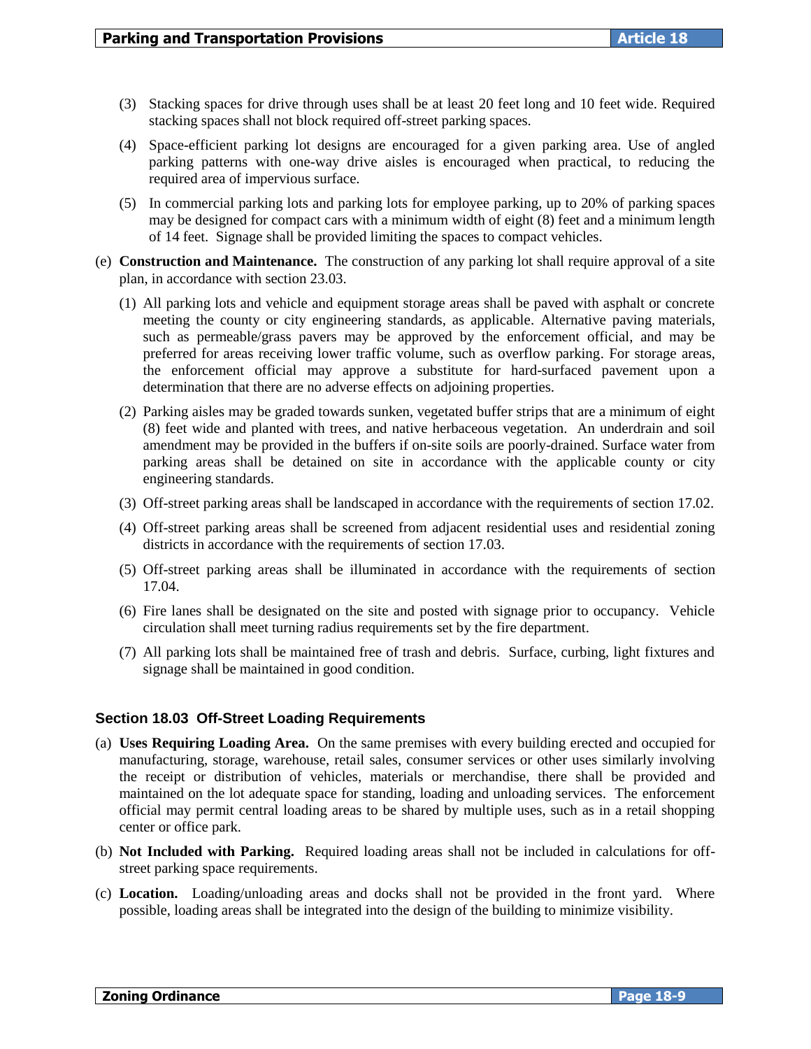(3) Stacking spaces for drive through uses shall be at least 20 feet long and 10 feet wide. Required stacking spaces shall not block required off-street parking spaces.

(4) Space-efficient parking lot designs are encouraged for a given parking area. Use of angled parking patterns with one-way drive aisles is encouraged when practical, to reducing the required area of impervious surface.

(5) In commercial parking lots and parking lots for employee parking, up to 20% of parking spaces may be designed for compact cars with a minimum width of eight (8) feet and a minimum length of 14 feet. Signage shall be provided limiting the spaces to compact vehicles.

(e) **Construction and Maintenance.** The construction of any parking lot shall require approval of a site plan, in accordance with section 23.03.

(1) All parking lots and vehicle and equipment storage areas shall be paved with asphalt or concrete meeting the county or city engineering standards, as applicable. Alternative paving materials, such as permeable/grass pavers may be approved by the enforcement official, and may be preferred for areas receiving lower traffic volume, such as overflow parking. For storage areas, the enforcement official may approve a substitute for hard-surfaced pavement upon a determination that there are no adverse effects on adjoining properties.

(2) Parking aisles may be graded towards sunken, vegetated buffer strips that are a minimum of eight (8) feet wide and planted with trees, and native herbaceous vegetation. An underdrain and soil amendment may be provided in the buffers if on-site soils are poorly-drained. Surface water from parking areas shall be detained on site in accordance with the applicable county or city engineering standards.

(3) Off-street parking areas shall be landscaped in accordance with the requirements of section 17.02.

(4) Off-street parking areas shall be screened from adjacent residential uses and residential zoning districts in accordance with the requirements of section 17.03.

(5) Off-street parking areas shall be illuminated in accordance with the requirements of section 17.04.

(6) Fire lanes shall be designated on the site and posted with signage prior to occupancy. Vehicle circulation shall meet turning radius requirements set by the fire department.

(7) All parking lots shall be maintained free of trash and debris. Surface, curbing, light fixtures and signage shall be maintained in good condition.

### Section 18.03 Off-Street Loading Requirements

(a) **Uses Requiring Loading Area.** On the same premises with every building erected and occupied for manufacturing, storage, warehouse, retail sales, consumer services or other uses similarly involving the receipt or distribution of vehicles, materials or merchandise, there shall be provided and maintained on the lot adequate space for standing, loading and unloading services. The enforcement official may permit central loading areas to be shared by multiple uses, such as in a retail shopping center or office park.

(b) **Not Included with Parking.** Required loading areas shall not be included in calculations for off-street parking space requirements.

(c) **Location.** Loading/unloading areas and docks shall not be provided in the front yard. Where possible, loading areas shall be integrated into the design of the building to minimize visibility.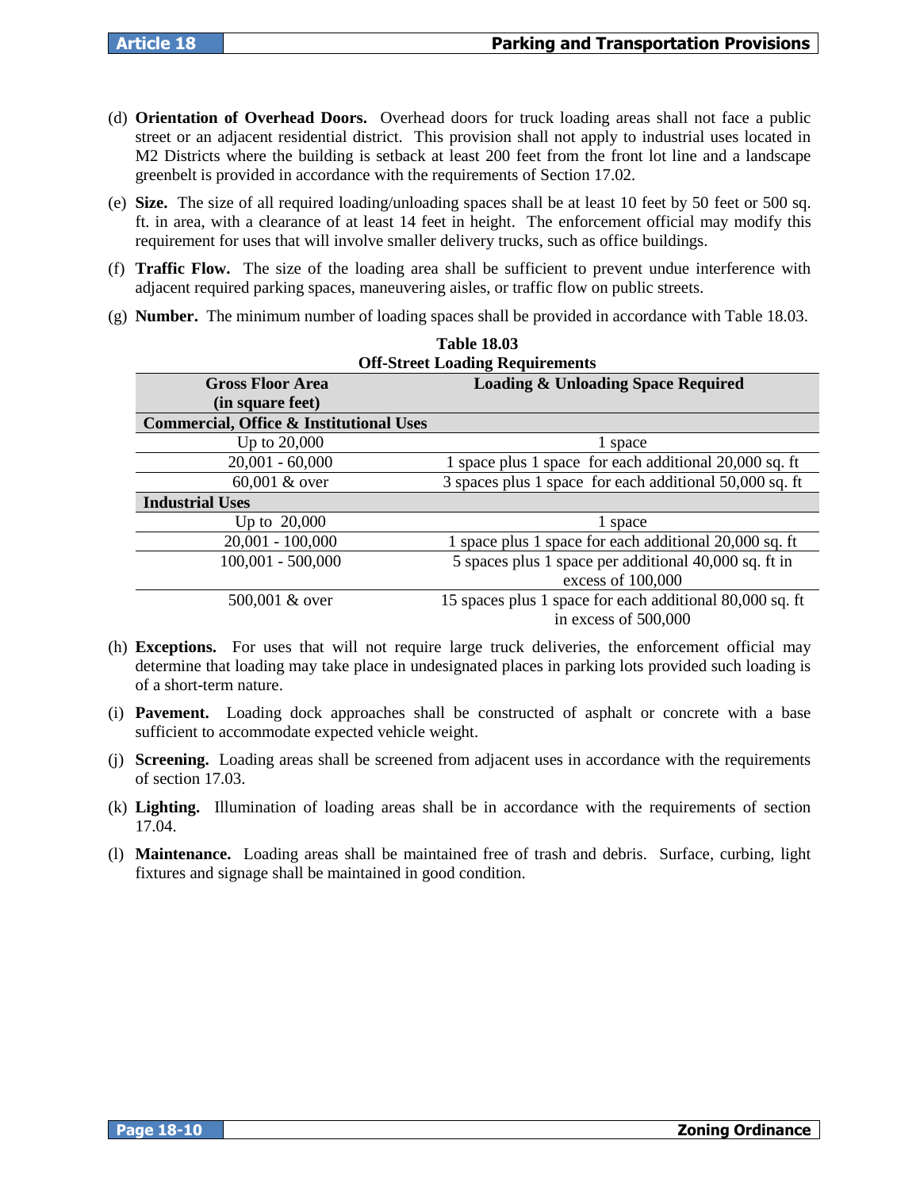(d) **Orientation of Overhead Doors.** Overhead doors for truck loading areas shall not face a public street or an adjacent residential district. This provision shall not apply to industrial uses located in M2 Districts where the building is setback at least 200 feet from the front lot line and a landscape greenbelt is provided in accordance with the requirements of Section 17.02.

(e) **Size.** The size of all required loading/unloading spaces shall be at least 10 feet by 50 feet or 500 sq. ft. in area, with a clearance of at least 14 feet in height. The enforcement official may modify this requirement for uses that will involve smaller delivery trucks, such as office buildings.

(f) **Traffic Flow.** The size of the loading area shall be sufficient to prevent undue interference with adjacent required parking spaces, maneuvering aisles, or traffic flow on public streets.

(g) **Number.** The minimum number of loading spaces shall be provided in accordance with Table 18.03.

**Table 18.03**
**Off-Street Loading Requirements**

| Gross Floor Area (in square feet) | Loading & Unloading Space Required |
|---|---|
| **Commercial, Office & Institutional Uses** | |
| Up to 20,000 | 1 space |
| 20,001 - 60,000 | 1 space plus 1 space for each additional 20,000 sq. ft |
| 60,001 & over | 3 spaces plus 1 space for each additional 50,000 sq. ft |
| **Industrial Uses** | |
| Up to 20,000 | 1 space |
| 20,001 - 100,000 | 1 space plus 1 space for each additional 20,000 sq. ft |
| 100,001 - 500,000 | 5 spaces plus 1 space per additional 40,000 sq. ft in excess of 100,000 |
| 500,001 & over | 15 spaces plus 1 space for each additional 80,000 sq. ft in excess of 500,000 |

(h) **Exceptions.** For uses that will not require large truck deliveries, the enforcement official may determine that loading may take place in undesignated places in parking lots provided such loading is of a short-term nature.

(i) **Pavement.** Loading dock approaches shall be constructed of asphalt or concrete with a base sufficient to accommodate expected vehicle weight.

(j) **Screening.** Loading areas shall be screened from adjacent uses in accordance with the requirements of section 17.03.

(k) **Lighting.** Illumination of loading areas shall be in accordance with the requirements of section 17.04.

(l) **Maintenance.** Loading areas shall be maintained free of trash and debris. Surface, curbing, light fixtures and signage shall be maintained in good condition.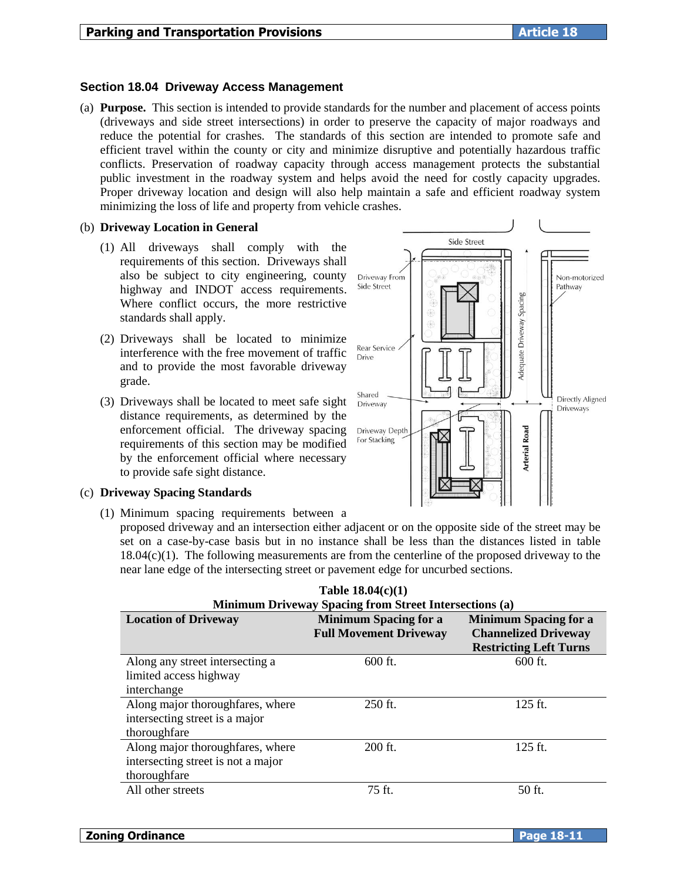## Section 18.04 Driveway Access Management

(a) **Purpose.** This section is intended to provide standards for the number and placement of access points (driveways and side street intersections) in order to preserve the capacity of major roadways and reduce the potential for crashes. The standards of this section are intended to promote safe and efficient travel within the county or city and minimize disruptive and potentially hazardous traffic conflicts. Preservation of roadway capacity through access management protects the substantial public investment in the roadway system and helps avoid the need for costly capacity upgrades. Proper driveway location and design will also help maintain a safe and efficient roadway system minimizing the loss of life and property from vehicle crashes.

(b) **Driveway Location in General**

(1) All driveways shall comply with the requirements of this section. Driveways shall also be subject to city engineering, county highway and INDOT access requirements. Where conflict occurs, the more restrictive standards shall apply.

(2) Driveways shall be located to minimize interference with the free movement of traffic and to provide the most favorable driveway grade.

(3) Driveways shall be located to meet safe sight distance requirements, as determined by the enforcement official. The driveway spacing requirements of this section may be modified by the enforcement official where necessary to provide safe sight distance.

(c) **Driveway Spacing Standards**

(1) Minimum spacing requirements between a proposed driveway and an intersection either adjacent or on the opposite side of the street may be set on a case-by-case basis but in no instance shall be less than the distances listed in table 18.04(c)(1). The following measurements are from the centerline of the proposed driveway to the near lane edge of the intersecting street or pavement edge for uncurbed sections.

**Table 18.04(c)(1)**
**Minimum Driveway Spacing from Street Intersections (a)**

| Location of Driveway | Minimum Spacing for a Full Movement Driveway | Minimum Spacing for a Channelized Driveway Restricting Left Turns |
|---|---|---|
| Along any street intersecting a limited access highway interchange | 600 ft. | 600 ft. |
| Along major thoroughfares, where intersecting street is a major thoroughfare | 250 ft. | 125 ft. |
| Along major thoroughfares, where intersecting street is not a major thoroughfare | 200 ft. | 125 ft. |
| All other streets | 75 ft. | 50 ft. |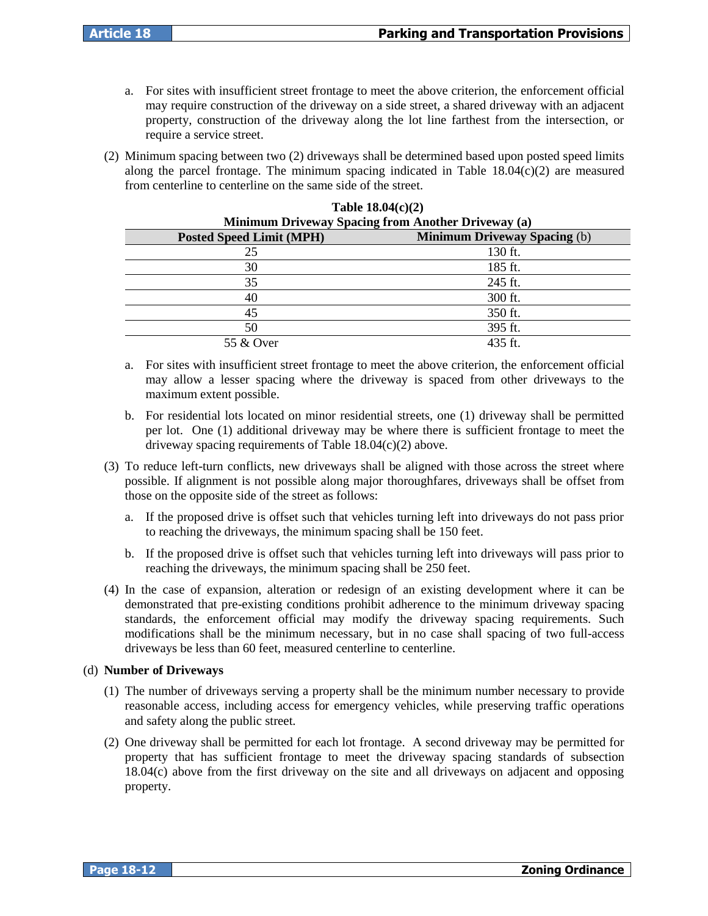a. For sites with insufficient street frontage to meet the above criterion, the enforcement official may require construction of the driveway on a side street, a shared driveway with an adjacent property, construction of the driveway along the lot line farthest from the intersection, or require a service street.

(2) Minimum spacing between two (2) driveways shall be determined based upon posted speed limits along the parcel frontage. The minimum spacing indicated in Table 18.04(c)(2) are measured from centerline to centerline on the same side of the street.

**Table 18.04(c)(2)**
**Minimum Driveway Spacing from Another Driveway (a)**

| Posted Speed Limit (MPH) | Minimum Driveway Spacing (b) |
|---|---|
| 25 | 130 ft. |
| 30 | 185 ft. |
| 35 | 245 ft. |
| 40 | 300 ft. |
| 45 | 350 ft. |
| 50 | 395 ft. |
| 55 & Over | 435 ft. |

a. For sites with insufficient street frontage to meet the above criterion, the enforcement official may allow a lesser spacing where the driveway is spaced from other driveways to the maximum extent possible.

b. For residential lots located on minor residential streets, one (1) driveway shall be permitted per lot. One (1) additional driveway may be where there is sufficient frontage to meet the driveway spacing requirements of Table 18.04(c)(2) above.

(3) To reduce left-turn conflicts, new driveways shall be aligned with those across the street where possible. If alignment is not possible along major thoroughfares, driveways shall be offset from those on the opposite side of the street as follows:

a. If the proposed drive is offset such that vehicles turning left into driveways do not pass prior to reaching the driveways, the minimum spacing shall be 150 feet.

b. If the proposed drive is offset such that vehicles turning left into driveways will pass prior to reaching the driveways, the minimum spacing shall be 250 feet.

(4) In the case of expansion, alteration or redesign of an existing development where it can be demonstrated that pre-existing conditions prohibit adherence to the minimum driveway spacing standards, the enforcement official may modify the driveway spacing requirements. Such modifications shall be the minimum necessary, but in no case shall spacing of two full-access driveways be less than 60 feet, measured centerline to centerline.

(d) **Number of Driveways**

(1) The number of driveways serving a property shall be the minimum number necessary to provide reasonable access, including access for emergency vehicles, while preserving traffic operations and safety along the public street.

(2) One driveway shall be permitted for each lot frontage. A second driveway may be permitted for property that has sufficient frontage to meet the driveway spacing standards of subsection 18.04(c) above from the first driveway on the site and all driveways on adjacent and opposing property.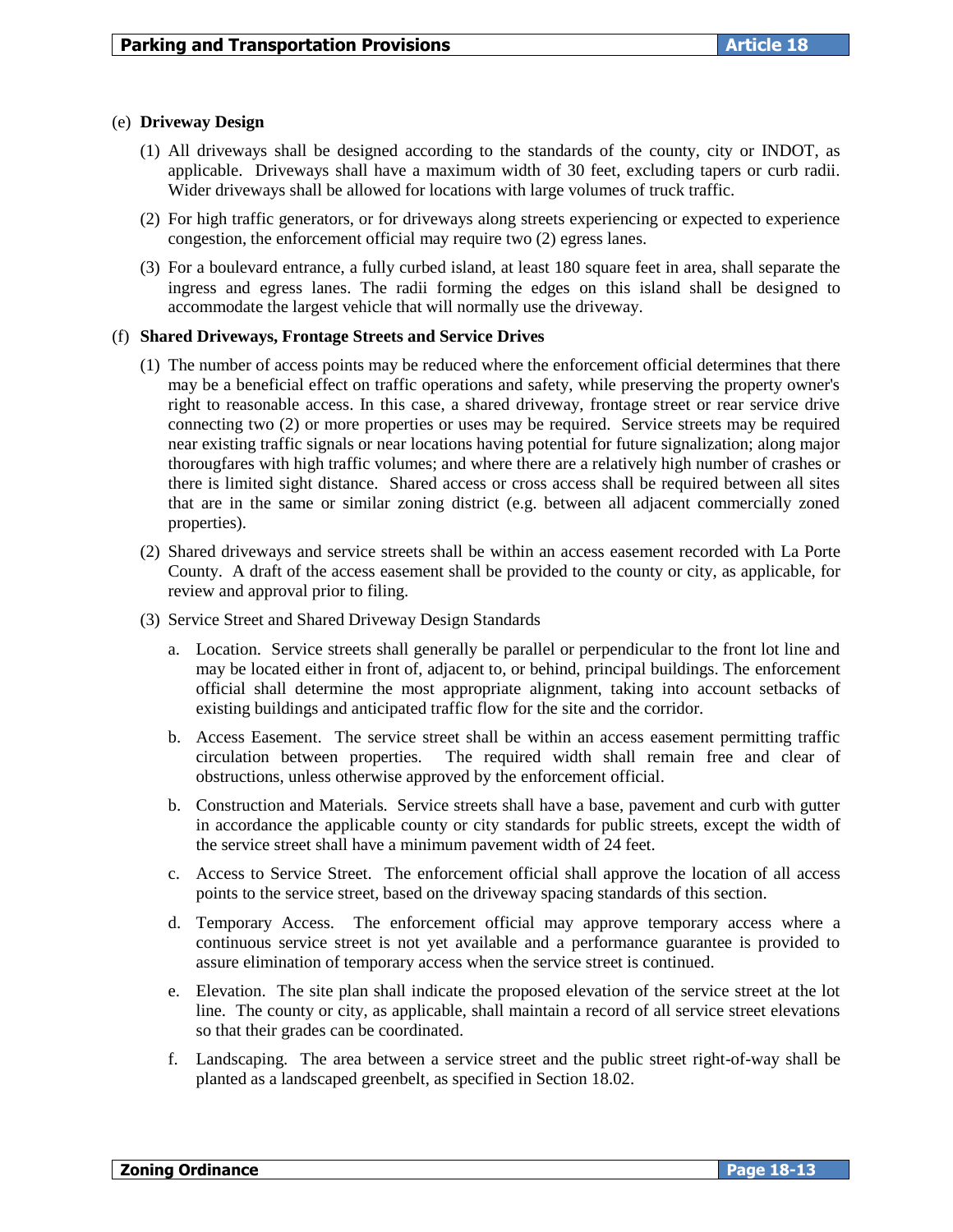(e) **Driveway Design**

(1) All driveways shall be designed according to the standards of the county, city or INDOT, as applicable. Driveways shall have a maximum width of 30 feet, excluding tapers or curb radii. Wider driveways shall be allowed for locations with large volumes of truck traffic.

(2) For high traffic generators, or for driveways along streets experiencing or expected to experience congestion, the enforcement official may require two (2) egress lanes.

(3) For a boulevard entrance, a fully curbed island, at least 180 square feet in area, shall separate the ingress and egress lanes. The radii forming the edges on this island shall be designed to accommodate the largest vehicle that will normally use the driveway.

(f) **Shared Driveways, Frontage Streets and Service Drives**

(1) The number of access points may be reduced where the enforcement official determines that there may be a beneficial effect on traffic operations and safety, while preserving the property owner's right to reasonable access. In this case, a shared driveway, frontage street or rear service drive connecting two (2) or more properties or uses may be required. Service streets may be required near existing traffic signals or near locations having potential for future signalization; along major thorougfares with high traffic volumes; and where there are a relatively high number of crashes or there is limited sight distance. Shared access or cross access shall be required between all sites that are in the same or similar zoning district (e.g. between all adjacent commercially zoned properties).

(2) Shared driveways and service streets shall be within an access easement recorded with La Porte County. A draft of the access easement shall be provided to the county or city, as applicable, for review and approval prior to filing.

(3) Service Street and Shared Driveway Design Standards

a. Location. Service streets shall generally be parallel or perpendicular to the front lot line and may be located either in front of, adjacent to, or behind, principal buildings. The enforcement official shall determine the most appropriate alignment, taking into account setbacks of existing buildings and anticipated traffic flow for the site and the corridor.

b. Access Easement. The service street shall be within an access easement permitting traffic circulation between properties. The required width shall remain free and clear of obstructions, unless otherwise approved by the enforcement official.

b. Construction and Materials. Service streets shall have a base, pavement and curb with gutter in accordance the applicable county or city standards for public streets, except the width of the service street shall have a minimum pavement width of 24 feet.

c. Access to Service Street. The enforcement official shall approve the location of all access points to the service street, based on the driveway spacing standards of this section.

d. Temporary Access. The enforcement official may approve temporary access where a continuous service street is not yet available and a performance guarantee is provided to assure elimination of temporary access when the service street is continued.

e. Elevation. The site plan shall indicate the proposed elevation of the service street at the lot line. The county or city, as applicable, shall maintain a record of all service street elevations so that their grades can be coordinated.

f. Landscaping. The area between a service street and the public street right-of-way shall be planted as a landscaped greenbelt, as specified in Section 18.02.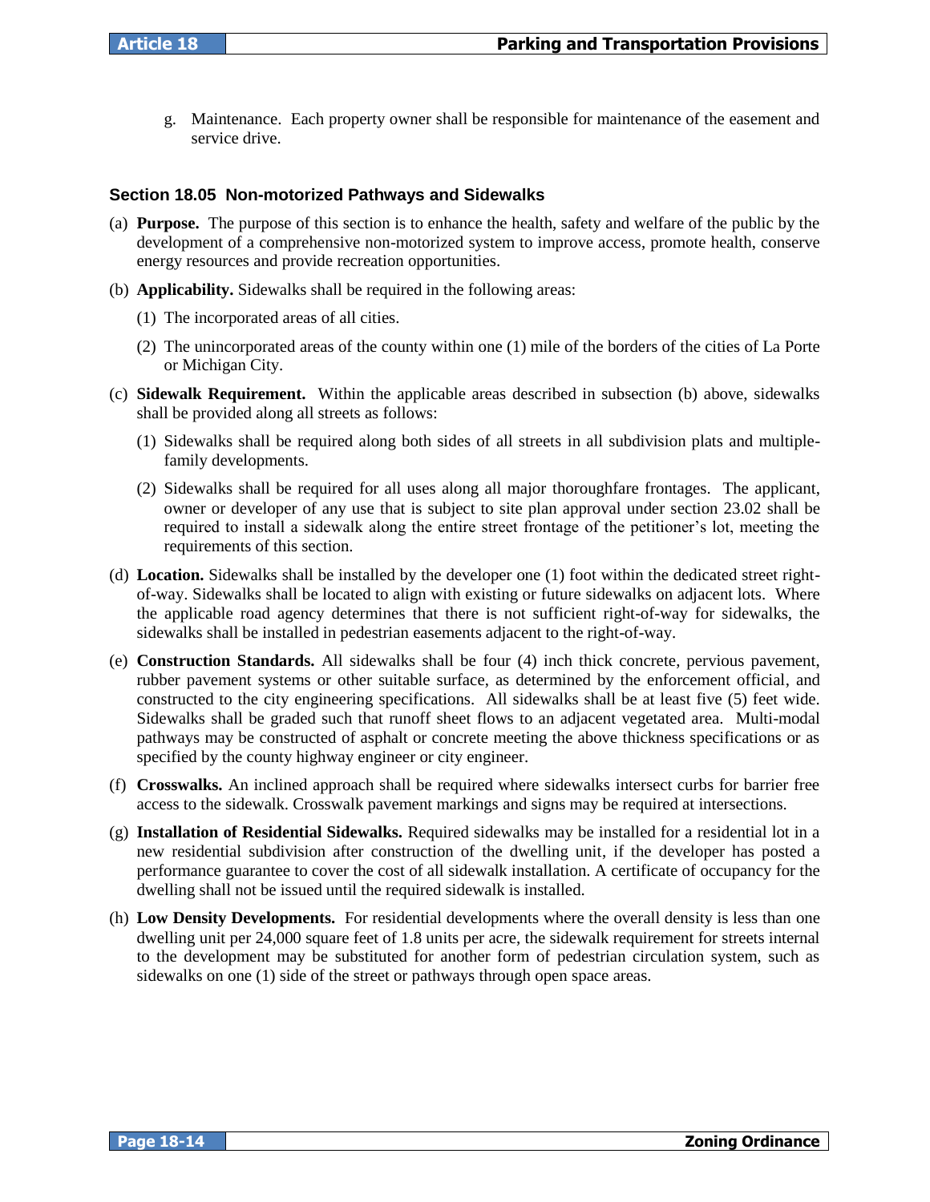g. Maintenance. Each property owner shall be responsible for maintenance of the easement and service drive.

### Section 18.05 Non-motorized Pathways and Sidewalks

(a) **Purpose.** The purpose of this section is to enhance the health, safety and welfare of the public by the development of a comprehensive non-motorized system to improve access, promote health, conserve energy resources and provide recreation opportunities.

(b) **Applicability.** Sidewalks shall be required in the following areas:

(1) The incorporated areas of all cities.

(2) The unincorporated areas of the county within one (1) mile of the borders of the cities of La Porte or Michigan City.

(c) **Sidewalk Requirement.** Within the applicable areas described in subsection (b) above, sidewalks shall be provided along all streets as follows:

(1) Sidewalks shall be required along both sides of all streets in all subdivision plats and multiple-family developments.

(2) Sidewalks shall be required for all uses along all major thoroughfare frontages. The applicant, owner or developer of any use that is subject to site plan approval under section 23.02 shall be required to install a sidewalk along the entire street frontage of the petitioner's lot, meeting the requirements of this section.

(d) **Location.** Sidewalks shall be installed by the developer one (1) foot within the dedicated street right-of-way. Sidewalks shall be located to align with existing or future sidewalks on adjacent lots. Where the applicable road agency determines that there is not sufficient right-of-way for sidewalks, the sidewalks shall be installed in pedestrian easements adjacent to the right-of-way.

(e) **Construction Standards.** All sidewalks shall be four (4) inch thick concrete, pervious pavement, rubber pavement systems or other suitable surface, as determined by the enforcement official, and constructed to the city engineering specifications. All sidewalks shall be at least five (5) feet wide. Sidewalks shall be graded such that runoff sheet flows to an adjacent vegetated area. Multi-modal pathways may be constructed of asphalt or concrete meeting the above thickness specifications or as specified by the county highway engineer or city engineer.

(f) **Crosswalks.** An inclined approach shall be required where sidewalks intersect curbs for barrier free access to the sidewalk. Crosswalk pavement markings and signs may be required at intersections.

(g) **Installation of Residential Sidewalks.** Required sidewalks may be installed for a residential lot in a new residential subdivision after construction of the dwelling unit, if the developer has posted a performance guarantee to cover the cost of all sidewalk installation. A certificate of occupancy for the dwelling shall not be issued until the required sidewalk is installed.

(h) **Low Density Developments.** For residential developments where the overall density is less than one dwelling unit per 24,000 square feet of 1.8 units per acre, the sidewalk requirement for streets internal to the development may be substituted for another form of pedestrian circulation system, such as sidewalks on one (1) side of the street or pathways through open space areas.